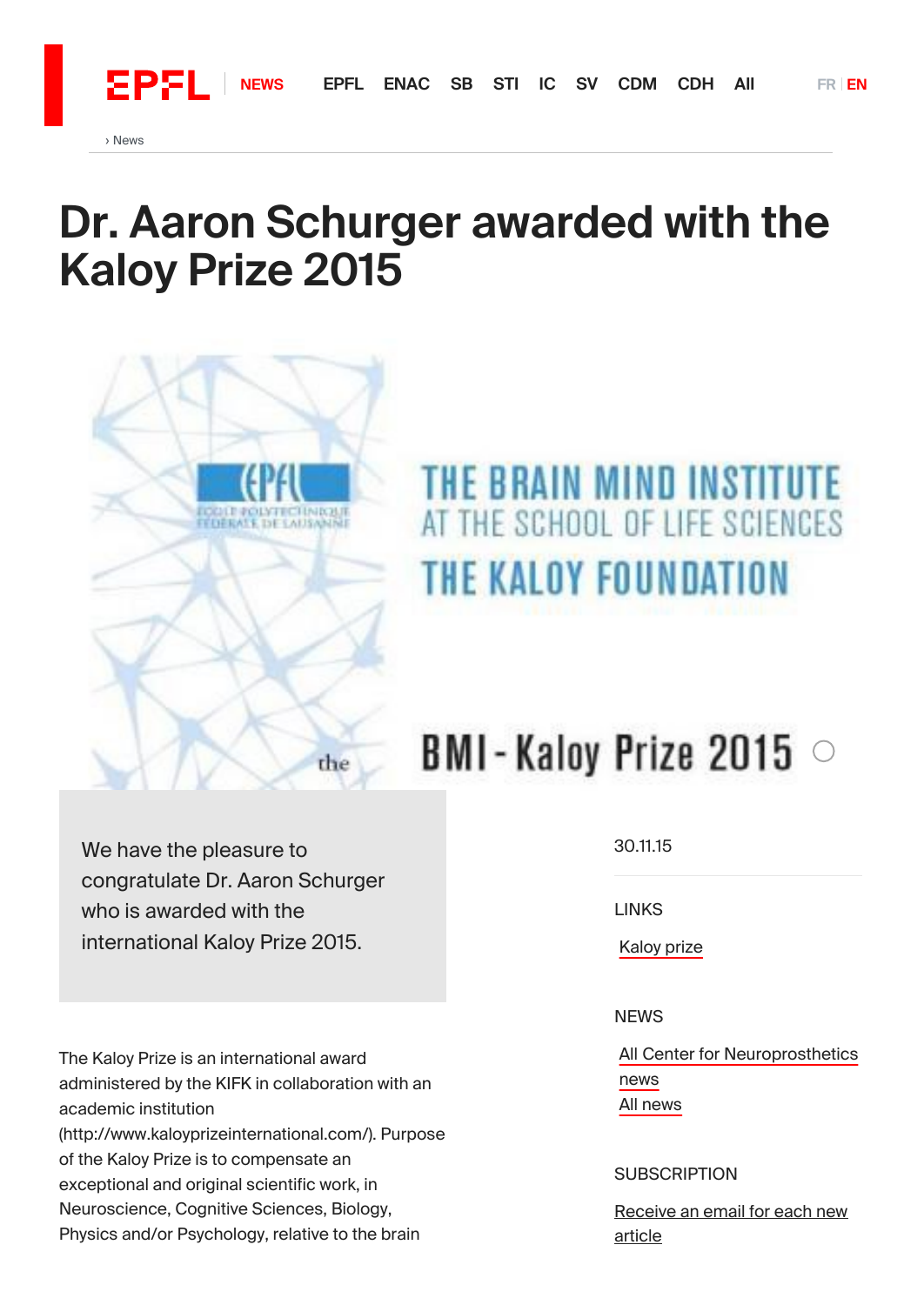› News

# Dr. Aaron Schurger awarded with the Kaloy Prize 2015

We have the pleasure to congratulate Dr. Aaron Schurger who is awarded with the international Kaloy Prize 2015.

30.11.15

LINKS

Kaloy prize

NEWS

All Center for Neuroprosthetics news
All news

SUBSCRIPTION

Receive an email for each new article

The Kaloy Prize is an international award administered by the KIFK in collaboration with an academic institution (http://www.kaloyprizeinternational.com/). Purpose of the Kaloy Prize is to compensate an exceptional and original scientific work, in Neuroscience, Cognitive Sciences, Biology, Physics and/or Psychology, relative to the brain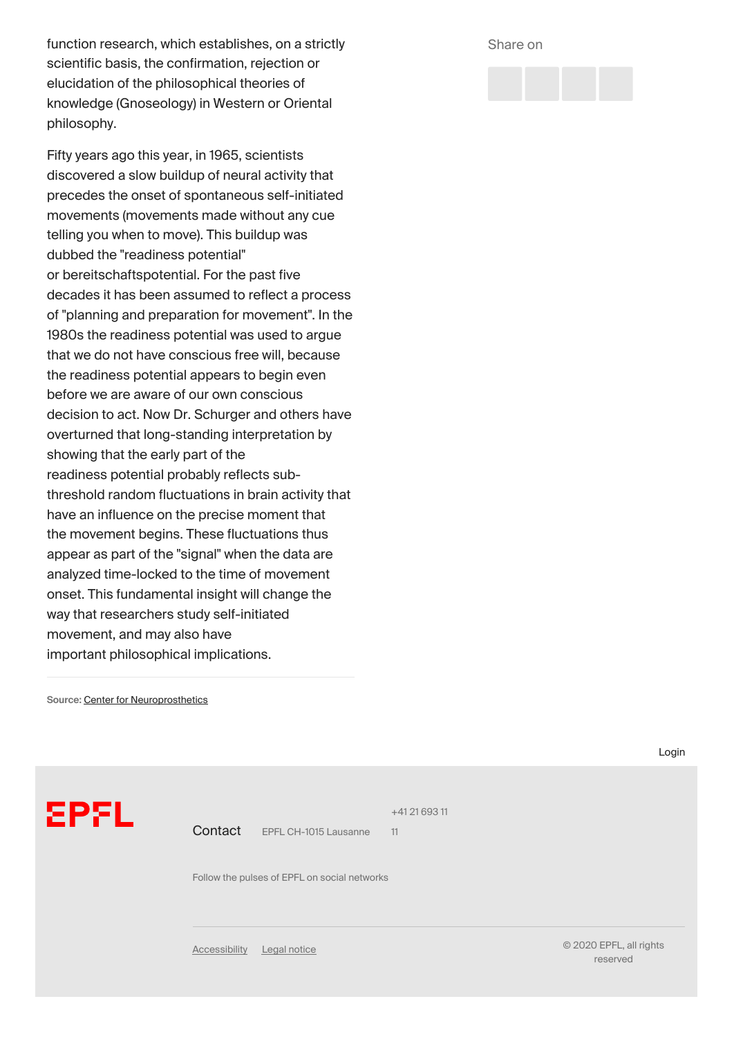function research, which establishes, on a strictly scientific basis, the confirmation, rejection or elucidation of the philosophical theories of knowledge (Gnoseology) in Western or Oriental philosophy.

Fifty years ago this year, in 1965, scientists discovered a slow buildup of neural activity that precedes the onset of spontaneous self-initiated movements (movements made without any cue telling you when to move). This buildup was dubbed the "readiness potential" or bereitschaftspotential. For the past five decades it has been assumed to reflect a process of "planning and preparation for movement". In the 1980s the readiness potential was used to argue that we do not have conscious free will, because the readiness potential appears to begin even before we are aware of our own conscious decision to act. Now Dr. Schurger and others have overturned that long-standing interpretation by showing that the early part of the readiness potential probably reflects sub-threshold random fluctuations in brain activity that have an influence on the precise moment that the movement begins. These fluctuations thus appear as part of the "signal" when the data are analyzed time-locked to the time of movement onset. This fundamental insight will change the way that researchers study self-initiated movement, and may also have important philosophical implications.

**Source:** Center for Neuroprosthetics

Share on

Login

EPFL

Contact EPFL CH-1015 Lausanne +41 21 693 11 11

Follow the pulses of EPFL on social networks

Accessibility Legal notice

© 2020 EPFL, all rights reserved